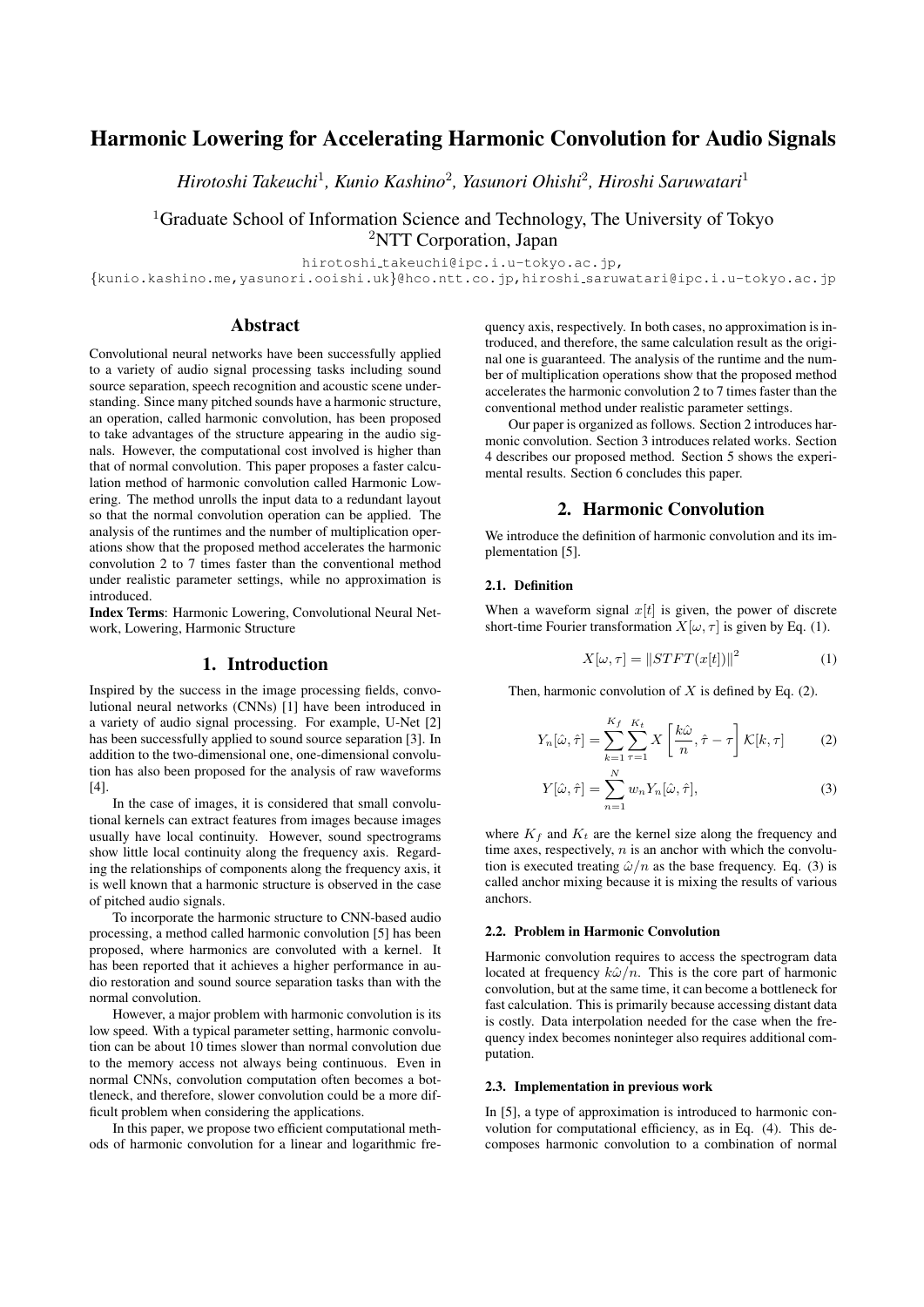# Harmonic Lowering for Accelerating Harmonic Convolution for Audio Signals

*Hirotoshi Takeuchi*[1], *Kunio Kashino*[2], *Yasunori Ohishi*[2], *Hiroshi Saruwatari*[1]

[1]Graduate School of Information Science and Technology, The University of Tokyo
[2]NTT Corporation, Japan

hirotoshi_takeuchi@ipc.i.u-tokyo.ac.jp,
{kunio.kashino.me,yasunori.ooishi.uk}@hco.ntt.co.jp,hiroshi_saruwatari@ipc.i.u-tokyo.ac.jp

## Abstract

Convolutional neural networks have been successfully applied to a variety of audio signal processing tasks including sound source separation, speech recognition and acoustic scene understanding. Since many pitched sounds have a harmonic structure, an operation, called harmonic convolution, has been proposed to take advantages of the structure appearing in the audio signals. However, the computational cost involved is higher than that of normal convolution. This paper proposes a faster calculation method of harmonic convolution called Harmonic Lowering. The method unrolls the input data to a redundant layout so that the normal convolution operation can be applied. The analysis of the runtimes and the number of multiplication operations show that the proposed method accelerates the harmonic convolution 2 to 7 times faster than the conventional method under realistic parameter settings, while no approximation is introduced.

**Index Terms**: Harmonic Lowering, Convolutional Neural Network, Lowering, Harmonic Structure

## 1. Introduction

Inspired by the success in the image processing fields, convolutional neural networks (CNNs) [1] have been introduced in a variety of audio signal processing. For example, U-Net [2] has been successfully applied to sound source separation [3]. In addition to the two-dimensional one, one-dimensional convolution has also been proposed for the analysis of raw waveforms [4].

In the case of images, it is considered that small convolutional kernels can extract features from images because images usually have local continuity. However, sound spectrograms show little local continuity along the frequency axis. Regarding the relationships of components along the frequency axis, it is well known that a harmonic structure is observed in the case of pitched audio signals.

To incorporate the harmonic structure to CNN-based audio processing, a method called harmonic convolution [5] has been proposed, where harmonics are convoluted with a kernel. It has been reported that it achieves a higher performance in audio restoration and sound source separation tasks than with the normal convolution.

However, a major problem with harmonic convolution is its low speed. With a typical parameter setting, harmonic convolution can be about 10 times slower than normal convolution due to the memory access not always being continuous. Even in normal CNNs, convolution computation often becomes a bottleneck, and therefore, slower convolution could be a more difficult problem when considering the applications.

In this paper, we propose two efficient computational methods of harmonic convolution for a linear and logarithmic frequency axis, respectively. In both cases, no approximation is introduced, and therefore, the same calculation result as the original one is guaranteed. The analysis of the runtime and the number of multiplication operations show that the proposed method accelerates the harmonic convolution 2 to 7 times faster than the conventional method under realistic parameter settings.

Our paper is organized as follows. Section 2 introduces harmonic convolution. Section 3 introduces related works. Section 4 describes our proposed method. Section 5 shows the experimental results. Section 6 concludes this paper.

## 2. Harmonic Convolution

We introduce the definition of harmonic convolution and its implementation [5].

### 2.1. Definition

When a waveform signal $x[t]$ is given, the power of discrete short-time Fourier transformation $X[\omega, \tau]$ is given by Eq. (1).

$$X[\omega, \tau] = \|STFT(x[t])\|^2 \tag{1}$$

Then, harmonic convolution of $X$ is defined by Eq. (2).

$$Y_n[\hat{\omega}, \hat{\tau}] = \sum_{k=1}^{K_f} \sum_{\tau=1}^{K_t} X\left[\frac{k\hat{\omega}}{n}, \hat{\tau} - \tau\right] \mathcal{K}[k, \tau] \tag{2}$$

$$Y[\hat{\omega}, \hat{\tau}] = \sum_{n=1}^{N} w_n Y_n[\hat{\omega}, \hat{\tau}], \tag{3}$$

where $K_f$ and $K_t$ are the kernel size along the frequency and time axes, respectively, $n$ is an anchor with which the convolution is executed treating $\hat{\omega}/n$ as the base frequency. Eq. (3) is called anchor mixing because it is mixing the results of various anchors.

### 2.2. Problem in Harmonic Convolution

Harmonic convolution requires to access the spectrogram data located at frequency $k\hat{\omega}/n$. This is the core part of harmonic convolution, but at the same time, it can become a bottleneck for fast calculation. This is primarily because accessing distant data is costly. Data interpolation needed for the case when the frequency index becomes noninteger also requires additional computation.

### 2.3. Implementation in previous work

In [5], a type of approximation is introduced to harmonic convolution for computational efficiency, as in Eq. (4). This decomposes harmonic convolution to a combination of normal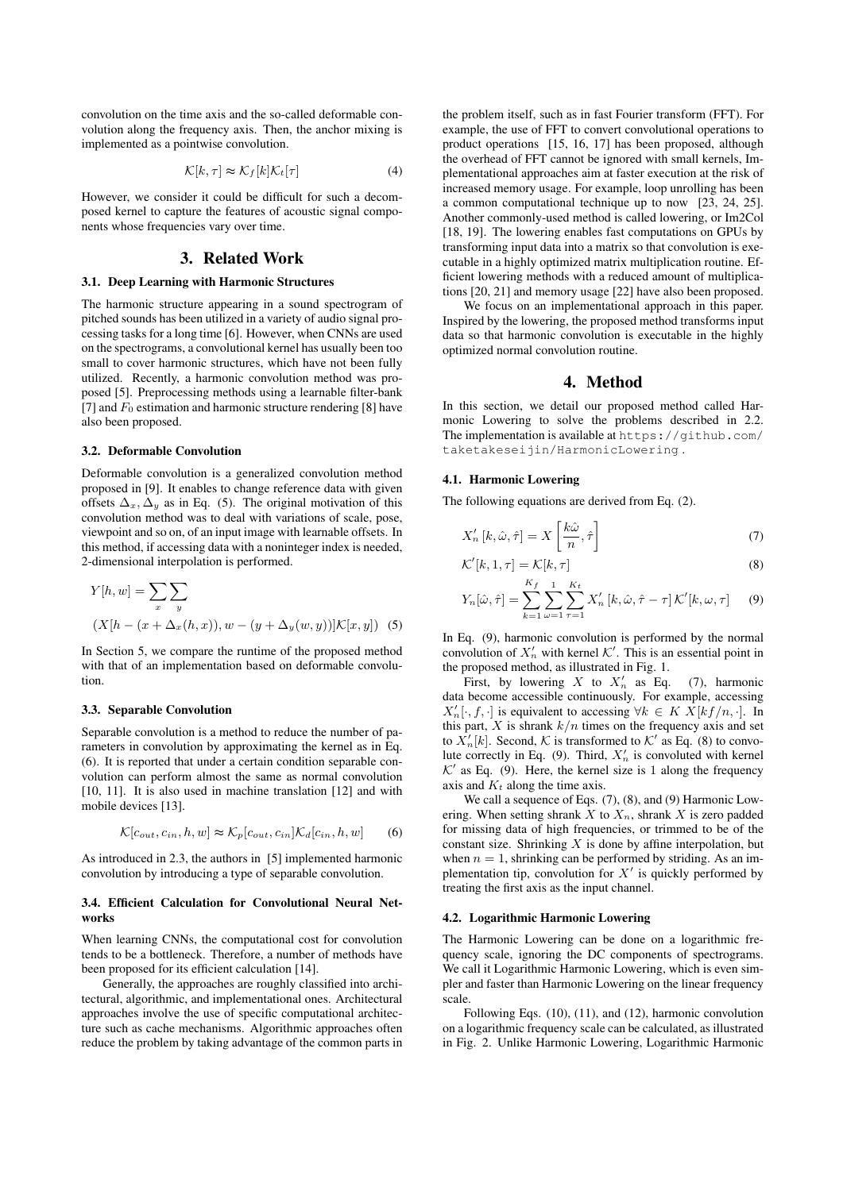convolution on the time axis and the so-called deformable convolution along the frequency axis. Then, the anchor mixing is implemented as a pointwise convolution.

$$\mathcal{K}[k, \tau] \approx \mathcal{K}_f[k]\mathcal{K}_t[\tau] \quad (4)$$

However, we consider it could be difficult for such a decomposed kernel to capture the features of acoustic signal components whose frequencies vary over time.

## 3. Related Work

### 3.1. Deep Learning with Harmonic Structures

The harmonic structure appearing in a sound spectrogram of pitched sounds has been utilized in a variety of audio signal processing tasks for a long time [6]. However, when CNNs are used on the spectrograms, a convolutional kernel has usually been too small to cover harmonic structures, which have not been fully utilized. Recently, a harmonic convolution method was proposed [5]. Preprocessing methods using a learnable filter-bank [7] and $F_0$ estimation and harmonic structure rendering [8] have also been proposed.

### 3.2. Deformable Convolution

Deformable convolution is a generalized convolution method proposed in [9]. It enables to change reference data with given offsets $\Delta_x, \Delta_y$ as in Eq. (5). The original motivation of this convolution method was to deal with variations of scale, pose, viewpoint and so on, of an input image with learnable offsets. In this method, if accessing data with a noninteger index is needed, 2-dimensional interpolation is performed.

$$Y[h, w] = \sum_x \sum_y (X[h - (x + \Delta_x(h, x)), w - (y + \Delta_y(w, y))]\mathcal{K}[x, y]) \quad (5)$$

In Section 5, we compare the runtime of the proposed method with that of an implementation based on deformable convolution.

### 3.3. Separable Convolution

Separable convolution is a method to reduce the number of parameters in convolution by approximating the kernel as in Eq. (6). It is reported that under a certain condition separable convolution can perform almost the same as normal convolution [10, 11]. It is also used in machine translation [12] and with mobile devices [13].

$$\mathcal{K}[c_{out}, c_{in}, h, w] \approx \mathcal{K}_p[c_{out}, c_{in}]\mathcal{K}_d[c_{in}, h, w] \quad (6)$$

As introduced in 2.3, the authors in [5] implemented harmonic convolution by introducing a type of separable convolution.

### 3.4. Efficient Calculation for Convolutional Neural Networks

When learning CNNs, the computational cost for convolution tends to be a bottleneck. Therefore, a number of methods have been proposed for its efficient calculation [14].

Generally, the approaches are roughly classified into architectural, algorithmic, and implementational ones. Architectural approaches involve the use of specific computational architecture such as cache mechanisms. Algorithmic approaches often reduce the problem by taking advantage of the common parts in the problem itself, such as in fast Fourier transform (FFT). For example, the use of FFT to convert convolutional operations to product operations [15, 16, 17] has been proposed, although the overhead of FFT cannot be ignored with small kernels, Implementational approaches aim at faster execution at the risk of increased memory usage. For example, loop unrolling has been a common computational technique up to now [23, 24, 25]. Another commonly-used method is called lowering, or Im2Col [18, 19]. The lowering enables fast computations on GPUs by transforming input data into a matrix so that convolution is executable in a highly optimized matrix multiplication routine. Efficient lowering methods with a reduced amount of multiplications [20, 21] and memory usage [22] have also been proposed.

We focus on an implementational approach in this paper. Inspired by the lowering, the proposed method transforms input data so that harmonic convolution is executable in the highly optimized normal convolution routine.

## 4. Method

In this section, we detail our proposed method called Harmonic Lowering to solve the problems described in 2.2. The implementation is available at https://github.com/taketakeseijin/HarmonicLowering.

### 4.1. Harmonic Lowering

The following equations are derived from Eq. (2).

$$X'_n[k, \hat{\omega}, \hat{\tau}] = X\left[\frac{k\hat{\omega}}{n}, \hat{\tau}\right] \quad (7)$$

$$\mathcal{K}'[k, 1, \tau] = \mathcal{K}[k, \tau] \quad (8)$$

$$Y_n[\hat{\omega}, \hat{\tau}] = \sum_{k=1}^{K_f} \sum_{\omega=1}^{1} \sum_{\tau=1}^{K_t} X'_n[k, \hat{\omega}, \hat{\tau} - \tau]\,\mathcal{K}'[k, \omega, \tau] \quad (9)$$

In Eq. (9), harmonic convolution is performed by the normal convolution of $X'_n$ with kernel $\mathcal{K}'$. This is an essential point in the proposed method, as illustrated in Fig. 1.

First, by lowering $X$ to $X'_n$ as Eq. (7), harmonic data become accessible continuously. For example, accessing $X'_n[\cdot, f, \cdot]$ is equivalent to accessing $\forall k \in K\ X[kf/n, \cdot]$. In this part, $X$ is shrank $k/n$ times on the frequency axis and set to $X'_n[k]$. Second, $\mathcal{K}$ is transformed to $\mathcal{K}'$ as Eq. (8) to convolute correctly in Eq. (9). Third, $X'_n$ is convoluted with kernel $\mathcal{K}'$ as Eq. (9). Here, the kernel size is 1 along the frequency axis and $K_t$ along the time axis.

We call a sequence of Eqs. (7), (8), and (9) Harmonic Lowering. When setting shrank $X$ to $X_n$, shrank $X$ is zero padded for missing data of high frequencies, or trimmed to be of the constant size. Shrinking $X$ is done by affine interpolation, but when $n = 1$, shrinking can be performed by striding. As an implementation tip, convolution for $X'$ is quickly performed by treating the first axis as the input channel.

### 4.2. Logarithmic Harmonic Lowering

The Harmonic Lowering can be done on a logarithmic frequency scale, ignoring the DC components of spectrograms. We call it Logarithmic Harmonic Lowering, which is even simpler and faster than Harmonic Lowering on the linear frequency scale.

Following Eqs. (10), (11), and (12), harmonic convolution on a logarithmic frequency scale can be calculated, as illustrated in Fig. 2. Unlike Harmonic Lowering, Logarithmic Harmonic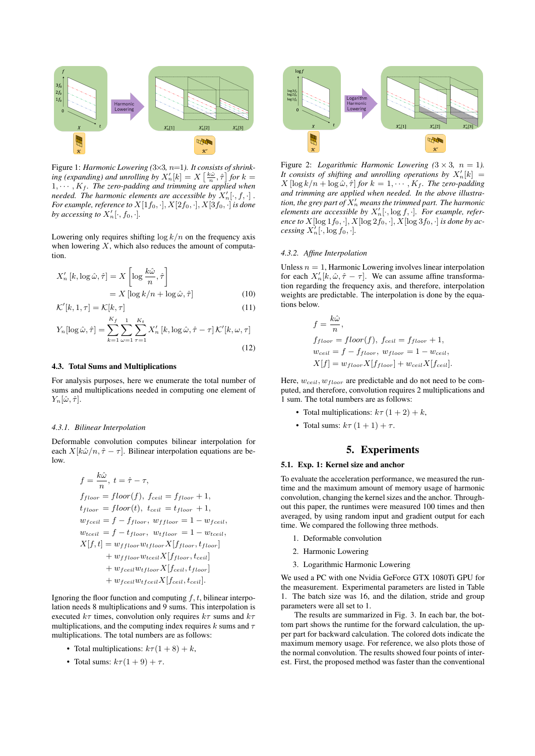Figure 1: *Harmonic Lowering (3×3, n=1). It consists of shrinking (expanding) and unrolling by $X'_n[k] = X\left[\frac{k\hat{\omega}}{n}, \hat{\tau}\right]$ for $k = 1, \cdots, K_f$. The zero-padding and trimming are applied when needed. The harmonic elements are accessible by $X'_n[\cdot, f, \cdot]$. For example, reference to $X[1f_0, \cdot], X[2f_0, \cdot], X[3f_0, \cdot]$ is done by accessing to $X'_n[\cdot, f_0, \cdot]$.*

Lowering only requires shifting $\log k/n$ on the frequency axis when lowering $X$, which also reduces the amount of computation.

$$X'_n[k, \log\hat{\omega}, \hat{\tau}] = X\left[\log\frac{k\hat{\omega}}{n}, \hat{\tau}\right]$$
$$= X[\log k/n + \log\hat{\omega}, \hat{\tau}] \quad (10)$$
$$\mathcal{K}'[k, 1, \tau] = \mathcal{K}[k, \tau] \quad (11)$$
$$Y_n[\log\hat{\omega}, \hat{\tau}] = \sum_{k=1}^{K_f}\sum_{\omega=1}^{1}\sum_{\tau=1}^{K_t} X'_n[k, \log\hat{\omega}, \hat{\tau} - \tau]\,\mathcal{K}'[k, \omega, \tau] \quad (12)$$

### 4.3. Total Sums and Multiplications

For analysis purposes, here we enumerate the total number of sums and multiplications needed in computing one element of $Y_n[\hat{\omega}, \hat{\tau}]$.

#### 4.3.1. Bilinear Interpolation

Deformable convolution computes bilinear interpolation for each $X[k\hat{\omega}/n, \hat{\tau} - \tau]$. Bilinear interpolation equations are below.

$$f = \frac{k\hat{\omega}}{n}, \; t = \hat{\tau} - \tau,$$
$$f_{floor} = floor(f), \; f_{ceil} = f_{floor} + 1,$$
$$t_{floor} = floor(t), \; t_{ceil} = t_{floor} + 1,$$
$$w_{fceil} = f - f_{floor}, \; w_{ffloor} = 1 - w_{fceil},$$
$$w_{tceil} = f - t_{floor}, \; w_{tfloor} = 1 - w_{tceil},$$
$$X[f,t] = w_{ffloor}w_{tfloor}X[f_{floor}, t_{floor}]$$
$$+ w_{ffloor}w_{tceil}X[f_{floor}, t_{ceil}]$$
$$+ w_{fceil}w_{tfloor}X[f_{ceil}, t_{floor}]$$
$$+ w_{fceil}w_{tfceil}X[f_{ceil}, t_{ceil}].$$

Ignoring the floor function and computing $f, t$, bilinear interpolation needs 8 multiplications and 9 sums. This interpolation is executed $k\tau$ times, convolution only requires $k\tau$ sums and $k\tau$ multiplications, and the computing index requires $k$ sums and $\tau$ multiplications. The total numbers are as follows:

- Total multiplications: $k\tau(1 + 8) + k$,
- Total sums: $k\tau(1 + 9) + \tau$.

Figure 2: *Logarithmic Harmonic Lowering ($3 \times 3$, $n = 1$). It consists of shifting and unrolling operations by $X'_n[k] = X[\log k/n + \log\hat{\omega}, \hat{\tau}]$ for $k = 1, \cdots, K_f$. The zero-padding and trimming are applied when needed. In the above illustration, the grey part of $X'_n$ means the trimmed part. The harmonic elements are accessible by $X'_n[\cdot, \log f, \cdot]$. For example, reference to $X[\log 1f_0, \cdot], X[\log 2f_0, \cdot], X[\log 3f_0, \cdot]$ is done by accessing $X'_n[\cdot, \log f_0, \cdot]$.*

#### 4.3.2. Affine Interpolation

Unless $n = 1$, Harmonic Lowering involves linear interpolation for each $X'_n[k, \hat{\omega}, \hat{\tau} - \tau]$. We can assume affine transformation regarding the frequency axis, and therefore, interpolation weights are predictable. The interpolation is done by the equations below.

$$f = \frac{k\hat{\omega}}{n},$$
$$f_{floor} = floor(f), \; f_{ceil} = f_{floor} + 1,$$
$$w_{ceil} = f - f_{floor}, \; w_{floor} = 1 - w_{ceil},$$
$$X[f] = w_{floor}X[f_{floor}] + w_{ceil}X[f_{ceil}].$$

Here, $w_{ceil}, w_{floor}$ are predictable and do not need to be computed, and therefore, convolution requires 2 multiplications and 1 sum. The total numbers are as follows:

- Total multiplications: $k\tau(1 + 2) + k$,
- Total sums: $k\tau(1 + 1) + \tau$.

## 5. Experiments

### 5.1. Exp. 1: Kernel size and anchor

To evaluate the acceleration performance, we measured the runtime and the maximum amount of memory usage of harmonic convolution, changing the kernel sizes and the anchor. Throughout this paper, the runtimes were measured 100 times and then averaged, by using random input and gradient output for each time. We compared the following three methods.

1. Deformable convolution
2. Harmonic Lowering
3. Logarithmic Harmonic Lowering

We used a PC with one Nvidia GeForce GTX 1080Ti GPU for the measurement. Experimental parameters are listed in Table 1. The batch size was 16, and the dilation, stride and group parameters were all set to 1.

The results are summarized in Fig. 3. In each bar, the bottom part shows the runtime for the forward calculation, the upper part for backward calculation. The colored dots indicate the maximum memory usage. For reference, we also plots those of the normal convolution. The results showed four points of interest. First, the proposed method was faster than the conventional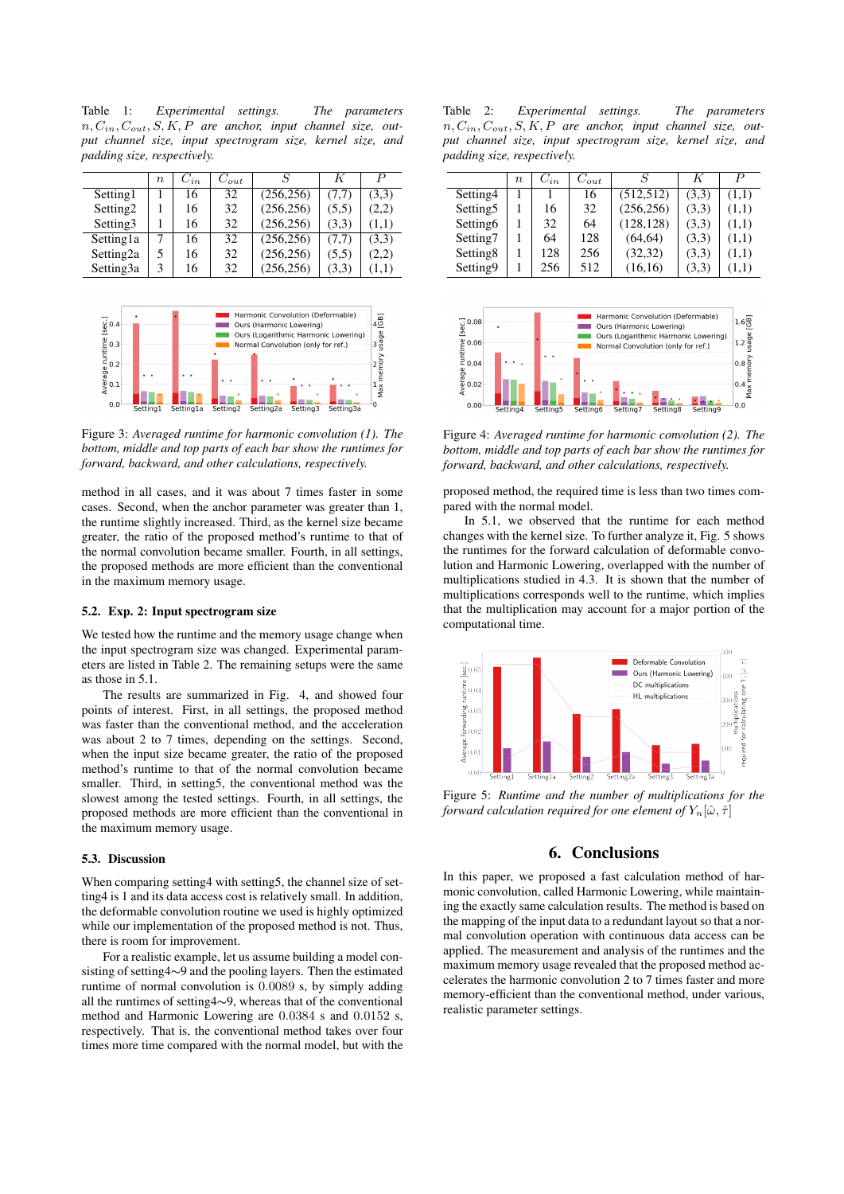Table 1: *Experimental settings. The parameters $n, C_{in}, C_{out}, S, K, P$ are anchor, input channel size, output channel size, input spectrogram size, kernel size, and padding size, respectively.*

| | $n$ | $C_{in}$ | $C_{out}$ | $S$ | $K$ | $P$ |
|---|---|---|---|---|---|---|
| Setting1 | 1 | 16 | 32 | (256,256) | (7,7) | (3,3) |
| Setting2 | 1 | 16 | 32 | (256,256) | (5,5) | (2,2) |
| Setting3 | 1 | 16 | 32 | (256,256) | (3,3) | (1,1) |
| Setting1a | 7 | 16 | 32 | (256,256) | (7,7) | (3,3) |
| Setting2a | 5 | 16 | 32 | (256,256) | (5,5) | (2,2) |
| Setting3a | 3 | 16 | 32 | (256,256) | (3,3) | (1,1) |

Average runtime [sec.]
Max memory usage [GB]
Harmonic Convolution (Deformable)
Ours (Harmonic Lowering)
Ours (Logarithmic Harmonic Lowering)
Normal Convolution (only for ref.)
0.0 0.1 0.2 0.3 0.4
0 1 2 3 4
Setting1 Setting1a Setting2 Setting2a Setting3 Setting3a

Figure 3: *Averaged runtime for harmonic convolution (1). The bottom, middle and top parts of each bar show the runtimes for forward, backward, and other calculations, respectively.*

method in all cases, and it was about 7 times faster in some cases. Second, when the anchor parameter was greater than 1, the runtime slightly increased. Third, as the kernel size became greater, the ratio of the proposed method's runtime to that of the normal convolution became smaller. Fourth, in all settings, the proposed methods are more efficient than the conventional in the maximum memory usage.

### 5.2. Exp. 2: Input spectrogram size

We tested how the runtime and the memory usage change when the input spectrogram size was changed. Experimental parameters are listed in Table 2. The remaining setups were the same as those in 5.1.

The results are summarized in Fig. 4, and showed four points of interest. First, in all settings, the proposed method was faster than the conventional method, and the acceleration was about 2 to 7 times, depending on the settings. Second, when the input size became greater, the ratio of the proposed method's runtime to that of the normal convolution became smaller. Third, in setting5, the conventional method was the slowest among the tested settings. Fourth, in all settings, the proposed methods are more efficient than the conventional in the maximum memory usage.

### 5.3. Discussion

When comparing setting4 with setting5, the channel size of setting4 is 1 and its data access cost is relatively small. In addition, the deformable convolution routine we used is highly optimized while our implementation of the proposed method is not. Thus, there is room for improvement.

For a realistic example, let us assume building a model consisting of setting4∼9 and the pooling layers. Then the estimated runtime of normal convolution is $0.0089$ s, by simply adding all the runtimes of setting4∼9, whereas that of the conventional method and Harmonic Lowering are $0.0384$ s and $0.0152$ s, respectively. That is, the conventional method takes over four times more time compared with the normal model, but with the proposed method, the required time is less than two times compared with the normal model.

Table 2: *Experimental settings. The parameters $n, C_{in}, C_{out}, S, K, P$ are anchor, input channel size, output channel size, input spectrogram size, kernel size, and padding size, respectively.*

| | $n$ | $C_{in}$ | $C_{out}$ | $S$ | $K$ | $P$ |
|---|---|---|---|---|---|---|
| Setting4 | 1 | 1 | 16 | (512,512) | (3,3) | (1,1) |
| Setting5 | 1 | 16 | 32 | (256,256) | (3,3) | (1,1) |
| Setting6 | 1 | 32 | 64 | (128,128) | (3,3) | (1,1) |
| Setting7 | 1 | 64 | 128 | (64,64) | (3,3) | (1,1) |
| Setting8 | 1 | 128 | 256 | (32,32) | (3,3) | (1,1) |
| Setting9 | 1 | 256 | 512 | (16,16) | (3,3) | (1,1) |

Average runtime [sec.]
Max memory usage [GB]
Harmonic Convolution (Deformable)
Ours (Harmonic Lowering)
Ours (Logarithmic Harmonic Lowering)
Normal Convolution (only for ref.)
0.00 0.02 0.04 0.06 0.08
0.0 0.4 0.8 1.2 1.6
Setting4 Setting5 Setting6 Setting7 Setting8 Setting9

Figure 4: *Averaged runtime for harmonic convolution (2). The bottom, middle and top parts of each bar show the runtimes for forward, backward, and other calculations, respectively.*

In 5.1, we observed that the runtime for each method changes with the kernel size. To further analyze it, Fig. 5 shows the runtimes for the forward calculation of deformable convolution and Harmonic Lowering, overlapped with the number of multiplications studied in 4.3. It is shown that the number of multiplications corresponds well to the runtime, which implies that the multiplication may account for a major portion of the computational time.

Average forwarding runtime [sec.]
multiplications required for calculating one $Y_n[\hat{\omega},\hat{\tau}]$
Deformable Convolution
Ours (Harmonic Lowering)
DC multiplications
HL multiplications
0.00 0.01 0.02 0.03 0.04 0.05
0 100 200 300 400 500
Setting1 Setting1a Setting2 Setting2a Setting3 Setting3a

Figure 5: *Runtime and the number of multiplications for the forward calculation required for one element of $Y_n[\hat{\omega}, \hat{\tau}]$*

## 6. Conclusions

In this paper, we proposed a fast calculation method of harmonic convolution, called Harmonic Lowering, while maintaining the exactly same calculation results. The method is based on the mapping of the input data to a redundant layout so that a normal convolution operation with continuous data access can be applied. The measurement and analysis of the runtimes and the maximum memory usage revealed that the proposed method accelerates the harmonic convolution 2 to 7 times faster and more memory-efficient than the conventional method, under various, realistic parameter settings.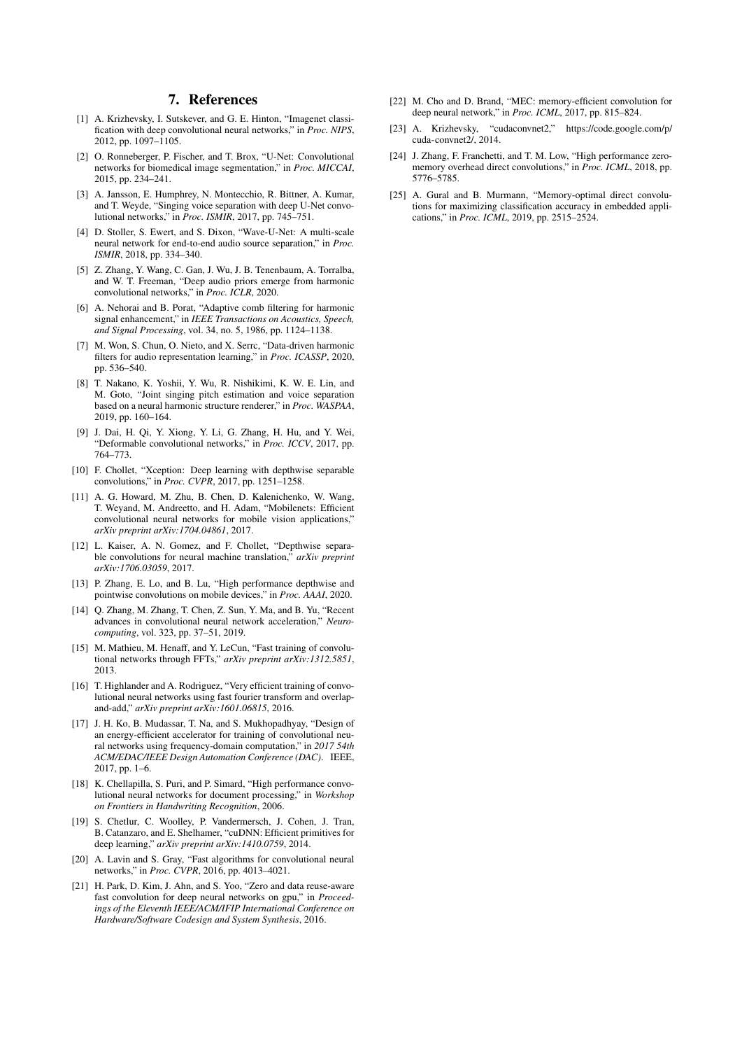# 7. References

[1] A. Krizhevsky, I. Sutskever, and G. E. Hinton, "Imagenet classification with deep convolutional neural networks," in *Proc. NIPS*, 2012, pp. 1097–1105.

[2] O. Ronneberger, P. Fischer, and T. Brox, "U-Net: Convolutional networks for biomedical image segmentation," in *Proc. MICCAI*, 2015, pp. 234–241.

[3] A. Jansson, E. Humphrey, N. Montecchio, R. Bittner, A. Kumar, and T. Weyde, "Singing voice separation with deep U-Net convolutional networks," in *Proc. ISMIR*, 2017, pp. 745–751.

[4] D. Stoller, S. Ewert, and S. Dixon, "Wave-U-Net: A multi-scale neural network for end-to-end audio source separation," in *Proc. ISMIR*, 2018, pp. 334–340.

[5] Z. Zhang, Y. Wang, C. Gan, J. Wu, J. B. Tenenbaum, A. Torralba, and W. T. Freeman, "Deep audio priors emerge from harmonic convolutional networks," in *Proc. ICLR*, 2020.

[6] A. Nehorai and B. Porat, "Adaptive comb filtering for harmonic signal enhancement," in *IEEE Transactions on Acoustics, Speech, and Signal Processing*, vol. 34, no. 5, 1986, pp. 1124–1138.

[7] M. Won, S. Chun, O. Nieto, and X. Serrc, "Data-driven harmonic filters for audio representation learning," in *Proc. ICASSP*, 2020, pp. 536–540.

[8] T. Nakano, K. Yoshii, Y. Wu, R. Nishikimi, K. W. E. Lin, and M. Goto, "Joint singing pitch estimation and voice separation based on a neural harmonic structure renderer," in *Proc. WASPAA*, 2019, pp. 160–164.

[9] J. Dai, H. Qi, Y. Xiong, Y. Li, G. Zhang, H. Hu, and Y. Wei, "Deformable convolutional networks," in *Proc. ICCV*, 2017, pp. 764–773.

[10] F. Chollet, "Xception: Deep learning with depthwise separable convolutions," in *Proc. CVPR*, 2017, pp. 1251–1258.

[11] A. G. Howard, M. Zhu, B. Chen, D. Kalenichenko, W. Wang, T. Weyand, M. Andreetto, and H. Adam, "Mobilenets: Efficient convolutional neural networks for mobile vision applications," *arXiv preprint arXiv:1704.04861*, 2017.

[12] L. Kaiser, A. N. Gomez, and F. Chollet, "Depthwise separable convolutions for neural machine translation," *arXiv preprint arXiv:1706.03059*, 2017.

[13] P. Zhang, E. Lo, and B. Lu, "High performance depthwise and pointwise convolutions on mobile devices," in *Proc. AAAI*, 2020.

[14] Q. Zhang, M. Zhang, T. Chen, Z. Sun, Y. Ma, and B. Yu, "Recent advances in convolutional neural network acceleration," *Neurocomputing*, vol. 323, pp. 37–51, 2019.

[15] M. Mathieu, M. Henaff, and Y. LeCun, "Fast training of convolutional networks through FFTs," *arXiv preprint arXiv:1312.5851*, 2013.

[16] T. Highlander and A. Rodriguez, "Very efficient training of convolutional neural networks using fast fourier transform and overlap-and-add," *arXiv preprint arXiv:1601.06815*, 2016.

[17] J. H. Ko, B. Mudassar, T. Na, and S. Mukhopadhyay, "Design of an energy-efficient accelerator for training of convolutional neural networks using frequency-domain computation," in *2017 54th ACM/EDAC/IEEE Design Automation Conference (DAC)*. IEEE, 2017, pp. 1–6.

[18] K. Chellapilla, S. Puri, and P. Simard, "High performance convolutional neural networks for document processing," in *Workshop on Frontiers in Handwriting Recognition*, 2006.

[19] S. Chetlur, C. Woolley, P. Vandermersch, J. Cohen, J. Tran, B. Catanzaro, and E. Shelhamer, "cuDNN: Efficient primitives for deep learning," *arXiv preprint arXiv:1410.0759*, 2014.

[20] A. Lavin and S. Gray, "Fast algorithms for convolutional neural networks," in *Proc. CVPR*, 2016, pp. 4013–4021.

[21] H. Park, D. Kim, J. Ahn, and S. Yoo, "Zero and data reuse-aware fast convolution for deep neural networks on gpu," in *Proceedings of the Eleventh IEEE/ACM/IFIP International Conference on Hardware/Software Codesign and System Synthesis*, 2016.

[22] M. Cho and D. Brand, "MEC: memory-efficient convolution for deep neural network," in *Proc. ICML*, 2017, pp. 815–824.

[23] A. Krizhevsky, "cudaconvnet2," https://code.google.com/p/cuda-convnet2/, 2014.

[24] J. Zhang, F. Franchetti, and T. M. Low, "High performance zero-memory overhead direct convolutions," in *Proc. ICML*, 2018, pp. 5776–5785.

[25] A. Gural and B. Murmann, "Memory-optimal direct convolutions for maximizing classification accuracy in embedded applications," in *Proc. ICML*, 2019, pp. 2515–2524.